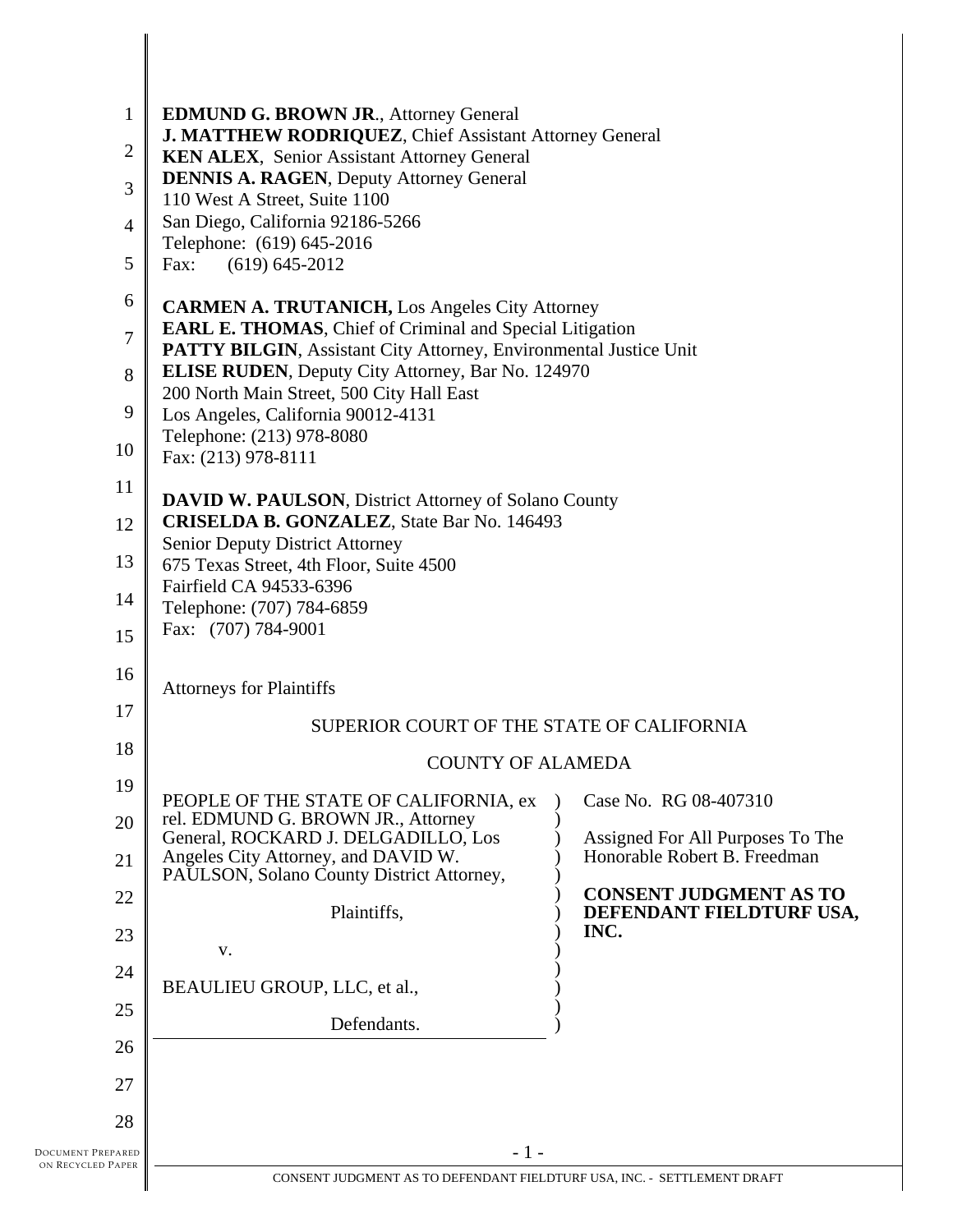**EDMUND G. BROWN JR**., Attorney General
**J. MATTHEW RODRIQUEZ**, Chief Assistant Attorney General
**KEN ALEX**, Senior Assistant Attorney General
**DENNIS A. RAGEN**, Deputy Attorney General
110 West A Street, Suite 1100
San Diego, California 92186-5266
Telephone: (619) 645-2016
Fax: (619) 645-2012

**CARMEN A. TRUTANICH,** Los Angeles City Attorney
**EARL E. THOMAS**, Chief of Criminal and Special Litigation
**PATTY BILGIN**, Assistant City Attorney, Environmental Justice Unit
**ELISE RUDEN**, Deputy City Attorney, Bar No. 124970
200 North Main Street, 500 City Hall East
Los Angeles, California 90012-4131
Telephone: (213) 978-8080
Fax: (213) 978-8111

**DAVID W. PAULSON**, District Attorney of Solano County
**CRISELDA B. GONZALEZ**, State Bar No. 146493
Senior Deputy District Attorney
675 Texas Street, 4th Floor, Suite 4500
Fairfield CA 94533-6396
Telephone: (707) 784-6859
Fax: (707) 784-9001

Attorneys for Plaintiffs

SUPERIOR COURT OF THE STATE OF CALIFORNIA

COUNTY OF ALAMEDA

| | |
|---|---|
| PEOPLE OF THE STATE OF CALIFORNIA, ex rel. EDMUND G. BROWN JR., Attorney General, ROCKARD J. DELGADILLO, Los Angeles City Attorney, and DAVID W. PAULSON, Solano County District Attorney,<br><br>Plaintiffs,<br><br>v.<br><br>BEAULIEU GROUP, LLC, et al.,<br><br>Defendants. | Case No. RG 08-407310<br><br>Assigned For All Purposes To The Honorable Robert B. Freedman<br><br>**CONSENT JUDGMENT AS TO DEFENDANT FIELDTURF USA, INC.** |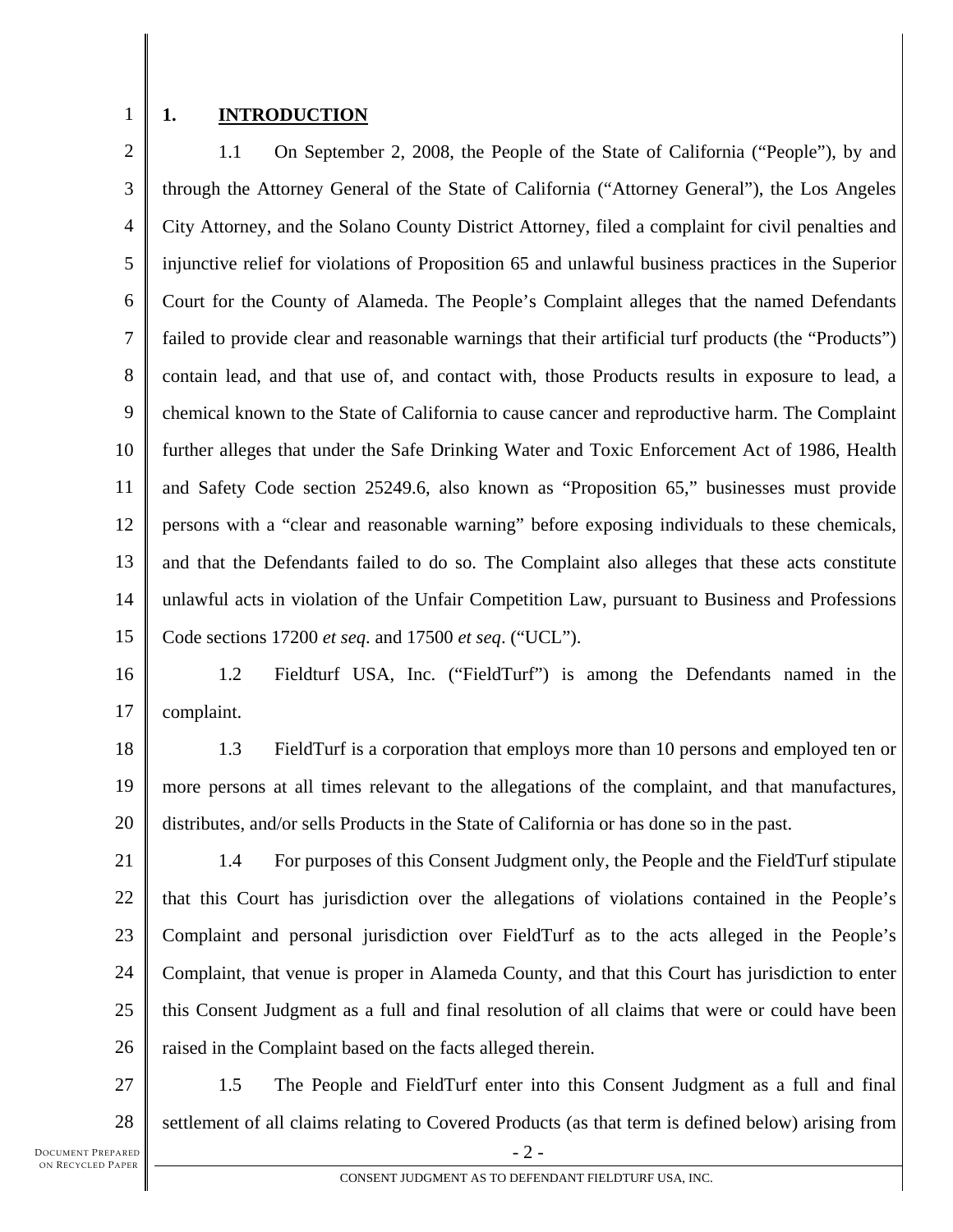## 1. INTRODUCTION

1.1 On September 2, 2008, the People of the State of California ("People"), by and through the Attorney General of the State of California ("Attorney General"), the Los Angeles City Attorney, and the Solano County District Attorney, filed a complaint for civil penalties and injunctive relief for violations of Proposition 65 and unlawful business practices in the Superior Court for the County of Alameda. The People's Complaint alleges that the named Defendants failed to provide clear and reasonable warnings that their artificial turf products (the "Products") contain lead, and that use of, and contact with, those Products results in exposure to lead, a chemical known to the State of California to cause cancer and reproductive harm. The Complaint further alleges that under the Safe Drinking Water and Toxic Enforcement Act of 1986, Health and Safety Code section 25249.6, also known as "Proposition 65," businesses must provide persons with a "clear and reasonable warning" before exposing individuals to these chemicals, and that the Defendants failed to do so. The Complaint also alleges that these acts constitute unlawful acts in violation of the Unfair Competition Law, pursuant to Business and Professions Code sections 17200 *et seq.* and 17500 *et seq*. ("UCL").

1.2 Fieldturf USA, Inc. ("FieldTurf") is among the Defendants named in the complaint.

1.3 FieldTurf is a corporation that employs more than 10 persons and employed ten or more persons at all times relevant to the allegations of the complaint, and that manufactures, distributes, and/or sells Products in the State of California or has done so in the past.

1.4 For purposes of this Consent Judgment only, the People and the FieldTurf stipulate that this Court has jurisdiction over the allegations of violations contained in the People's Complaint and personal jurisdiction over FieldTurf as to the acts alleged in the People's Complaint, that venue is proper in Alameda County, and that this Court has jurisdiction to enter this Consent Judgment as a full and final resolution of all claims that were or could have been raised in the Complaint based on the facts alleged therein.

1.5 The People and FieldTurf enter into this Consent Judgment as a full and final settlement of all claims relating to Covered Products (as that term is defined below) arising from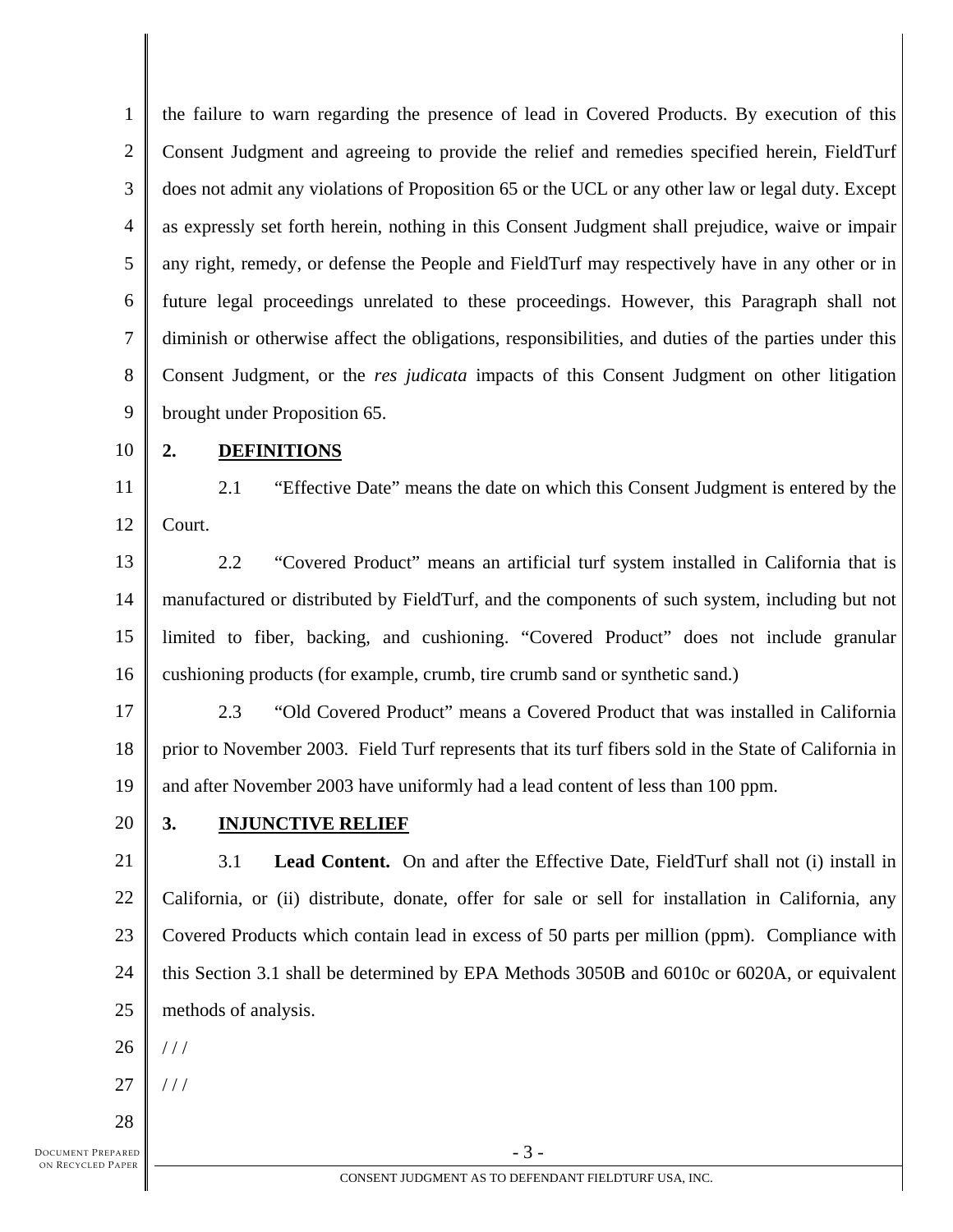the failure to warn regarding the presence of lead in Covered Products. By execution of this Consent Judgment and agreeing to provide the relief and remedies specified herein, FieldTurf does not admit any violations of Proposition 65 or the UCL or any other law or legal duty. Except as expressly set forth herein, nothing in this Consent Judgment shall prejudice, waive or impair any right, remedy, or defense the People and FieldTurf may respectively have in any other or in future legal proceedings unrelated to these proceedings. However, this Paragraph shall not diminish or otherwise affect the obligations, responsibilities, and duties of the parties under this Consent Judgment, or the *res judicata* impacts of this Consent Judgment on other litigation brought under Proposition 65.

## 2. DEFINITIONS

2.1 "Effective Date" means the date on which this Consent Judgment is entered by the Court.

2.2 "Covered Product" means an artificial turf system installed in California that is manufactured or distributed by FieldTurf, and the components of such system, including but not limited to fiber, backing, and cushioning. "Covered Product" does not include granular cushioning products (for example, crumb, tire crumb sand or synthetic sand.)

2.3 "Old Covered Product" means a Covered Product that was installed in California prior to November 2003. Field Turf represents that its turf fibers sold in the State of California in and after November 2003 have uniformly had a lead content of less than 100 ppm.

## 3. INJUNCTIVE RELIEF

3.1 **Lead Content.** On and after the Effective Date, FieldTurf shall not (i) install in California, or (ii) distribute, donate, offer for sale or sell for installation in California, any Covered Products which contain lead in excess of 50 parts per million (ppm). Compliance with this Section 3.1 shall be determined by EPA Methods 3050B and 6010c or 6020A, or equivalent methods of analysis.

/ / /

/ / /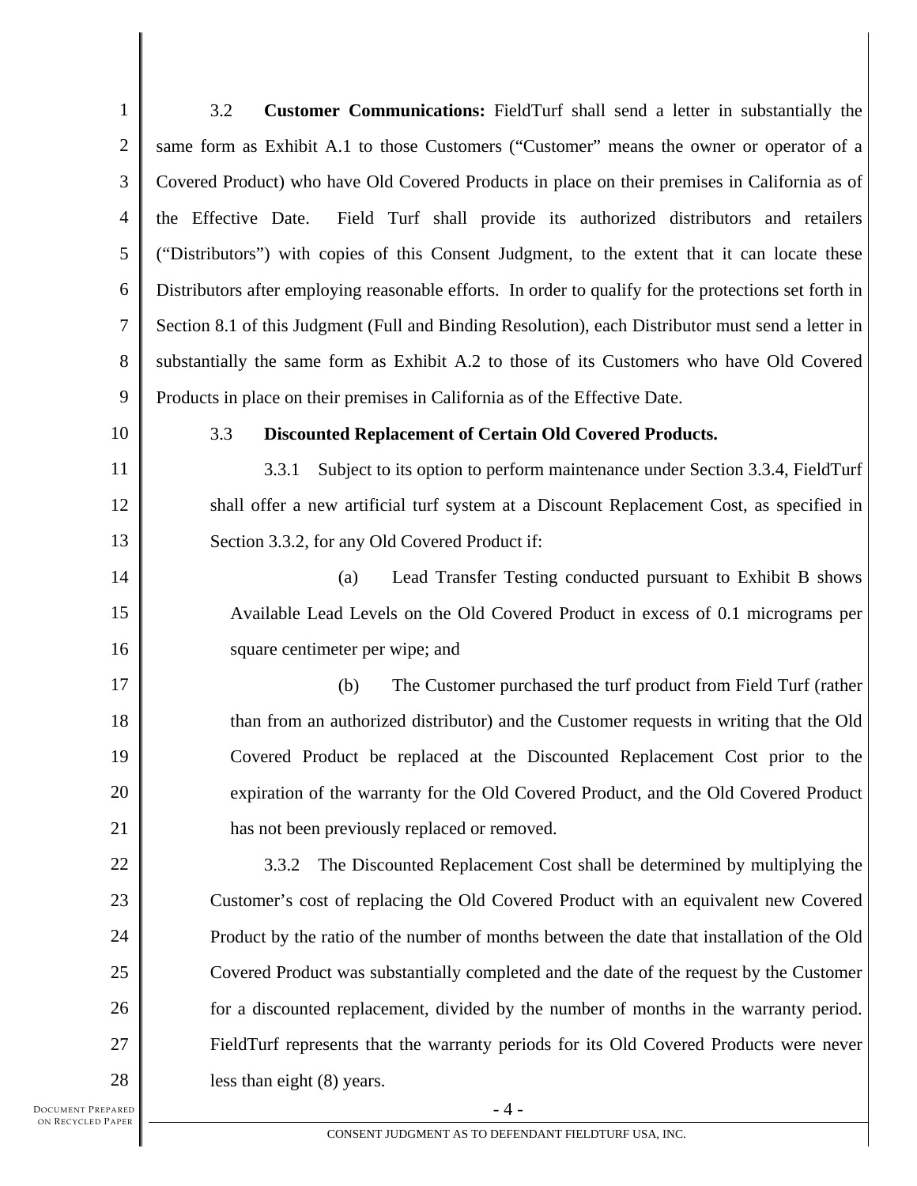3.2 **Customer Communications:** FieldTurf shall send a letter in substantially the same form as Exhibit A.1 to those Customers ("Customer" means the owner or operator of a Covered Product) who have Old Covered Products in place on their premises in California as of the Effective Date. Field Turf shall provide its authorized distributors and retailers ("Distributors") with copies of this Consent Judgment, to the extent that it can locate these Distributors after employing reasonable efforts. In order to qualify for the protections set forth in Section 8.1 of this Judgment (Full and Binding Resolution), each Distributor must send a letter in substantially the same form as Exhibit A.2 to those of its Customers who have Old Covered Products in place on their premises in California as of the Effective Date.

3.3 **Discounted Replacement of Certain Old Covered Products.**

3.3.1 Subject to its option to perform maintenance under Section 3.3.4, FieldTurf shall offer a new artificial turf system at a Discount Replacement Cost, as specified in Section 3.3.2, for any Old Covered Product if:

(a) Lead Transfer Testing conducted pursuant to Exhibit B shows Available Lead Levels on the Old Covered Product in excess of 0.1 micrograms per square centimeter per wipe; and

(b) The Customer purchased the turf product from Field Turf (rather than from an authorized distributor) and the Customer requests in writing that the Old Covered Product be replaced at the Discounted Replacement Cost prior to the expiration of the warranty for the Old Covered Product, and the Old Covered Product has not been previously replaced or removed.

3.3.2 The Discounted Replacement Cost shall be determined by multiplying the Customer's cost of replacing the Old Covered Product with an equivalent new Covered Product by the ratio of the number of months between the date that installation of the Old Covered Product was substantially completed and the date of the request by the Customer for a discounted replacement, divided by the number of months in the warranty period. FieldTurf represents that the warranty periods for its Old Covered Products were never less than eight (8) years.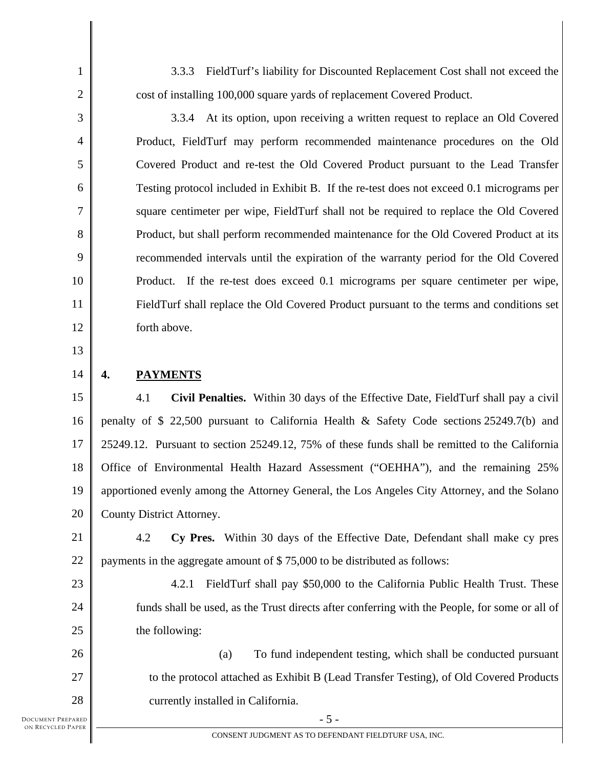3.3.3 FieldTurf's liability for Discounted Replacement Cost shall not exceed the cost of installing 100,000 square yards of replacement Covered Product.

3.3.4 At its option, upon receiving a written request to replace an Old Covered Product, FieldTurf may perform recommended maintenance procedures on the Old Covered Product and re-test the Old Covered Product pursuant to the Lead Transfer Testing protocol included in Exhibit B. If the re-test does not exceed 0.1 micrograms per square centimeter per wipe, FieldTurf shall not be required to replace the Old Covered Product, but shall perform recommended maintenance for the Old Covered Product at its recommended intervals until the expiration of the warranty period for the Old Covered Product. If the re-test does exceed 0.1 micrograms per square centimeter per wipe, FieldTurf shall replace the Old Covered Product pursuant to the terms and conditions set forth above.

## 4. PAYMENTS

4.1 **Civil Penalties.** Within 30 days of the Effective Date, FieldTurf shall pay a civil penalty of $ 22,500 pursuant to California Health & Safety Code sections 25249.7(b) and 25249.12. Pursuant to section 25249.12, 75% of these funds shall be remitted to the California Office of Environmental Health Hazard Assessment ("OEHHA"), and the remaining 25% apportioned evenly among the Attorney General, the Los Angeles City Attorney, and the Solano County District Attorney.

4.2 **Cy Pres.** Within 30 days of the Effective Date, Defendant shall make cy pres payments in the aggregate amount of $ 75,000 to be distributed as follows:

4.2.1 FieldTurf shall pay $50,000 to the California Public Health Trust. These funds shall be used, as the Trust directs after conferring with the People, for some or all of the following:

(a) To fund independent testing, which shall be conducted pursuant to the protocol attached as Exhibit B (Lead Transfer Testing), of Old Covered Products currently installed in California.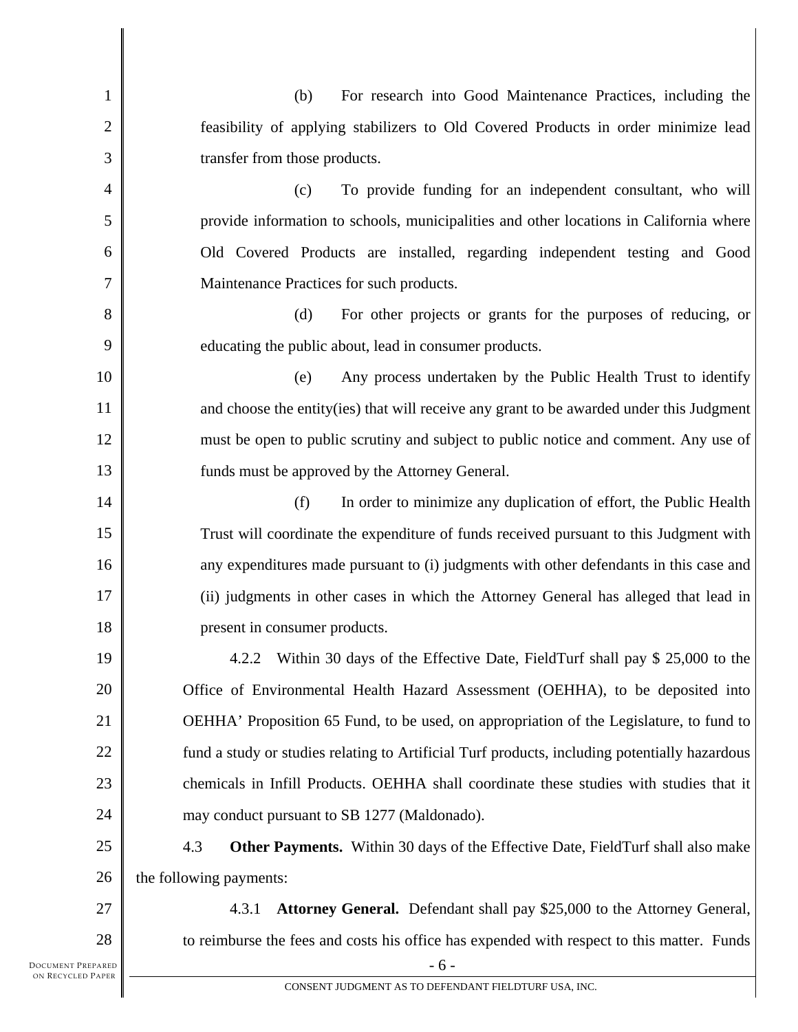(b) For research into Good Maintenance Practices, including the feasibility of applying stabilizers to Old Covered Products in order minimize lead transfer from those products.

(c) To provide funding for an independent consultant, who will provide information to schools, municipalities and other locations in California where Old Covered Products are installed, regarding independent testing and Good Maintenance Practices for such products.

(d) For other projects or grants for the purposes of reducing, or educating the public about, lead in consumer products.

(e) Any process undertaken by the Public Health Trust to identify and choose the entity(ies) that will receive any grant to be awarded under this Judgment must be open to public scrutiny and subject to public notice and comment. Any use of funds must be approved by the Attorney General.

(f) In order to minimize any duplication of effort, the Public Health Trust will coordinate the expenditure of funds received pursuant to this Judgment with any expenditures made pursuant to (i) judgments with other defendants in this case and (ii) judgments in other cases in which the Attorney General has alleged that lead in present in consumer products.

4.2.2 Within 30 days of the Effective Date, FieldTurf shall pay $ 25,000 to the Office of Environmental Health Hazard Assessment (OEHHA), to be deposited into OEHHA' Proposition 65 Fund, to be used, on appropriation of the Legislature, to fund to fund a study or studies relating to Artificial Turf products, including potentially hazardous chemicals in Infill Products. OEHHA shall coordinate these studies with studies that it may conduct pursuant to SB 1277 (Maldonado).

4.3 **Other Payments.** Within 30 days of the Effective Date, FieldTurf shall also make the following payments:

4.3.1 **Attorney General.** Defendant shall pay $25,000 to the Attorney General, to reimburse the fees and costs his office has expended with respect to this matter. Funds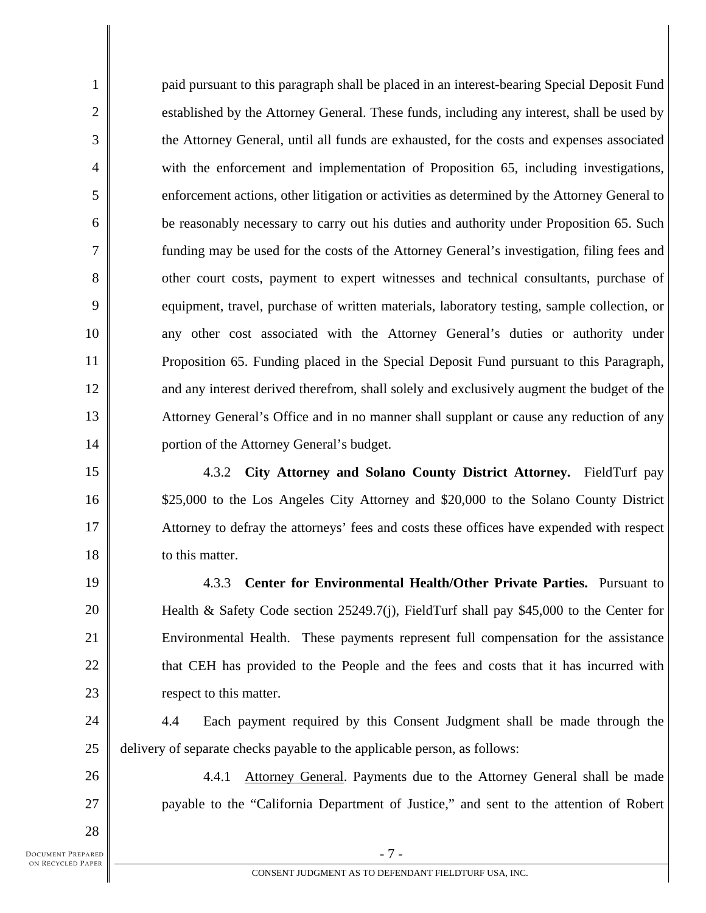paid pursuant to this paragraph shall be placed in an interest-bearing Special Deposit Fund established by the Attorney General. These funds, including any interest, shall be used by the Attorney General, until all funds are exhausted, for the costs and expenses associated with the enforcement and implementation of Proposition 65, including investigations, enforcement actions, other litigation or activities as determined by the Attorney General to be reasonably necessary to carry out his duties and authority under Proposition 65. Such funding may be used for the costs of the Attorney General's investigation, filing fees and other court costs, payment to expert witnesses and technical consultants, purchase of equipment, travel, purchase of written materials, laboratory testing, sample collection, or any other cost associated with the Attorney General's duties or authority under Proposition 65. Funding placed in the Special Deposit Fund pursuant to this Paragraph, and any interest derived therefrom, shall solely and exclusively augment the budget of the Attorney General's Office and in no manner shall supplant or cause any reduction of any portion of the Attorney General's budget.

4.3.2 **City Attorney and Solano County District Attorney.** FieldTurf pay $25,000 to the Los Angeles City Attorney and $20,000 to the Solano County District Attorney to defray the attorneys' fees and costs these offices have expended with respect to this matter.

4.3.3 **Center for Environmental Health/Other Private Parties.** Pursuant to Health & Safety Code section 25249.7(j), FieldTurf shall pay $45,000 to the Center for Environmental Health. These payments represent full compensation for the assistance that CEH has provided to the People and the fees and costs that it has incurred with respect to this matter.

4.4 Each payment required by this Consent Judgment shall be made through the delivery of separate checks payable to the applicable person, as follows:

4.4.1 Attorney General. Payments due to the Attorney General shall be made payable to the "California Department of Justice," and sent to the attention of Robert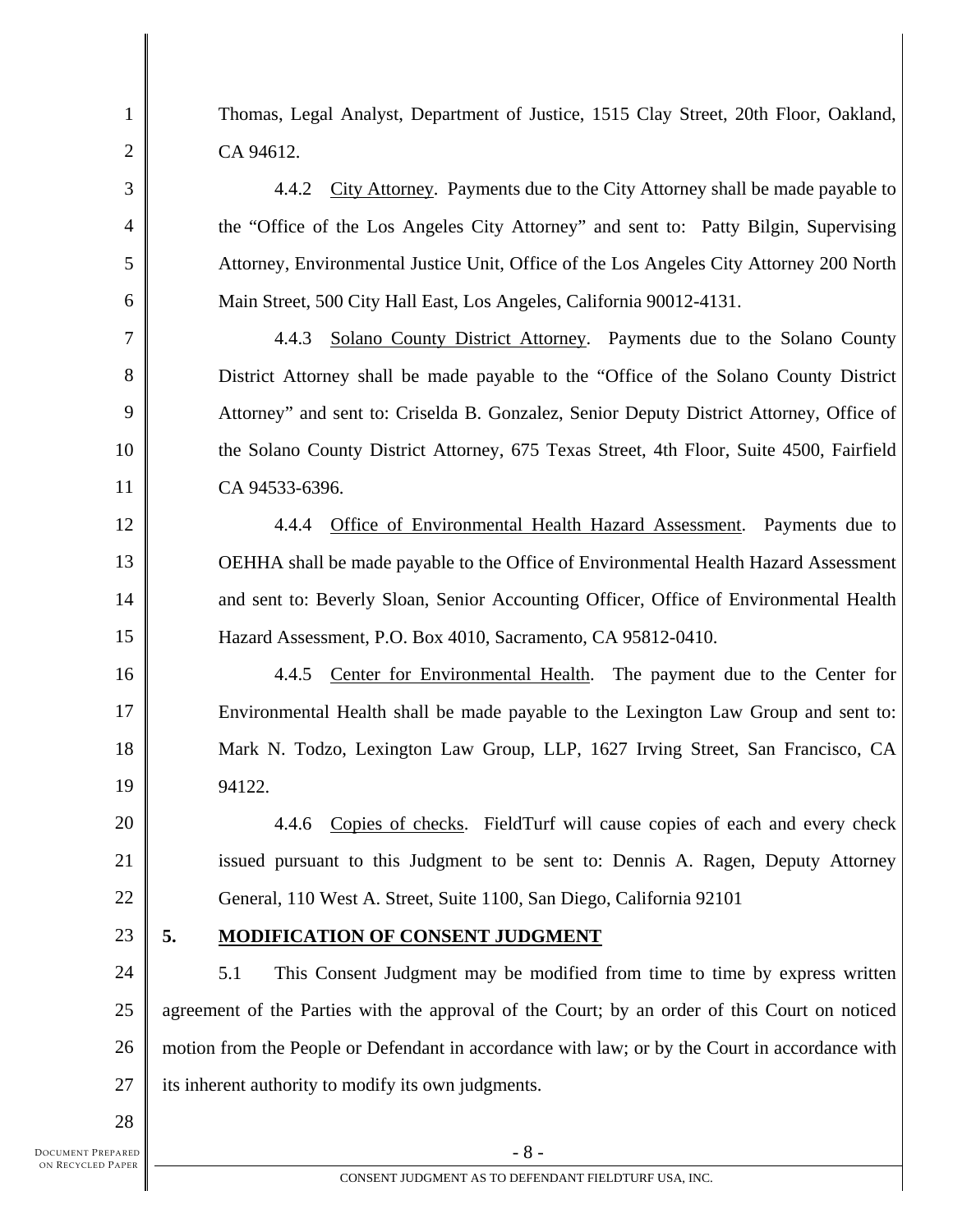Thomas, Legal Analyst, Department of Justice, 1515 Clay Street, 20th Floor, Oakland, CA 94612.

4.4.2 City Attorney. Payments due to the City Attorney shall be made payable to the "Office of the Los Angeles City Attorney" and sent to: Patty Bilgin, Supervising Attorney, Environmental Justice Unit, Office of the Los Angeles City Attorney 200 North Main Street, 500 City Hall East, Los Angeles, California 90012-4131.

4.4.3 Solano County District Attorney. Payments due to the Solano County District Attorney shall be made payable to the "Office of the Solano County District Attorney" and sent to: Criselda B. Gonzalez, Senior Deputy District Attorney, Office of the Solano County District Attorney, 675 Texas Street, 4th Floor, Suite 4500, Fairfield CA 94533-6396.

4.4.4 Office of Environmental Health Hazard Assessment. Payments due to OEHHA shall be made payable to the Office of Environmental Health Hazard Assessment and sent to: Beverly Sloan, Senior Accounting Officer, Office of Environmental Health Hazard Assessment, P.O. Box 4010, Sacramento, CA 95812-0410.

4.4.5 Center for Environmental Health. The payment due to the Center for Environmental Health shall be made payable to the Lexington Law Group and sent to: Mark N. Todzo, Lexington Law Group, LLP, 1627 Irving Street, San Francisco, CA 94122.

4.4.6 Copies of checks. FieldTurf will cause copies of each and every check issued pursuant to this Judgment to be sent to: Dennis A. Ragen, Deputy Attorney General, 110 West A. Street, Suite 1100, San Diego, California 92101

## 5. MODIFICATION OF CONSENT JUDGMENT

5.1 This Consent Judgment may be modified from time to time by express written agreement of the Parties with the approval of the Court; by an order of this Court on noticed motion from the People or Defendant in accordance with law; or by the Court in accordance with its inherent authority to modify its own judgments.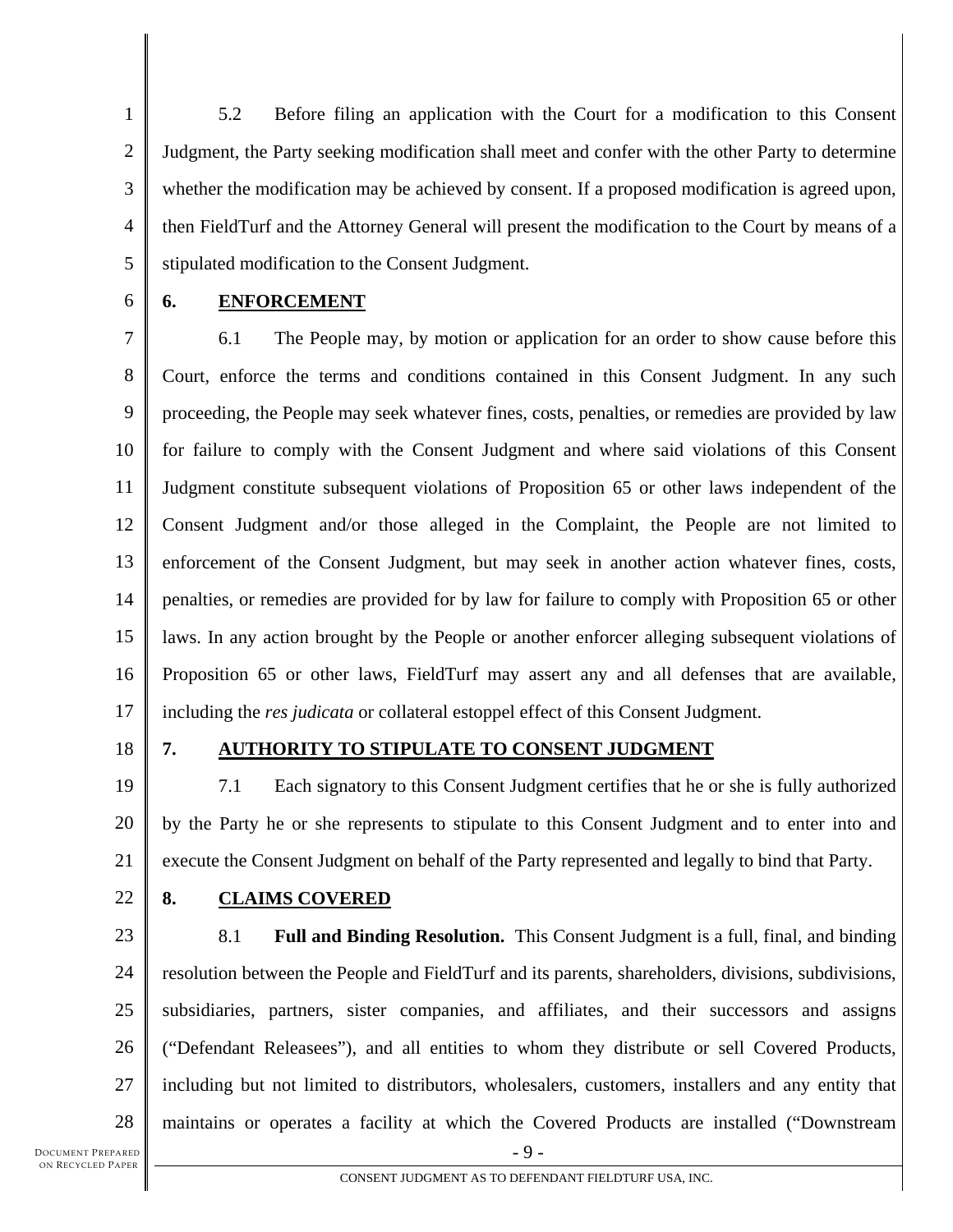5.2 Before filing an application with the Court for a modification to this Consent Judgment, the Party seeking modification shall meet and confer with the other Party to determine whether the modification may be achieved by consent. If a proposed modification is agreed upon, then FieldTurf and the Attorney General will present the modification to the Court by means of a stipulated modification to the Consent Judgment.

## 6. ENFORCEMENT

6.1 The People may, by motion or application for an order to show cause before this Court, enforce the terms and conditions contained in this Consent Judgment. In any such proceeding, the People may seek whatever fines, costs, penalties, or remedies are provided by law for failure to comply with the Consent Judgment and where said violations of this Consent Judgment constitute subsequent violations of Proposition 65 or other laws independent of the Consent Judgment and/or those alleged in the Complaint, the People are not limited to enforcement of the Consent Judgment, but may seek in another action whatever fines, costs, penalties, or remedies are provided for by law for failure to comply with Proposition 65 or other laws. In any action brought by the People or another enforcer alleging subsequent violations of Proposition 65 or other laws, FieldTurf may assert any and all defenses that are available, including the *res judicata* or collateral estoppel effect of this Consent Judgment.

## 7. AUTHORITY TO STIPULATE TO CONSENT JUDGMENT

7.1 Each signatory to this Consent Judgment certifies that he or she is fully authorized by the Party he or she represents to stipulate to this Consent Judgment and to enter into and execute the Consent Judgment on behalf of the Party represented and legally to bind that Party.

## 8. CLAIMS COVERED

8.1 **Full and Binding Resolution.** This Consent Judgment is a full, final, and binding resolution between the People and FieldTurf and its parents, shareholders, divisions, subdivisions, subsidiaries, partners, sister companies, and affiliates, and their successors and assigns ("Defendant Releasees"), and all entities to whom they distribute or sell Covered Products, including but not limited to distributors, wholesalers, customers, installers and any entity that maintains or operates a facility at which the Covered Products are installed ("Downstream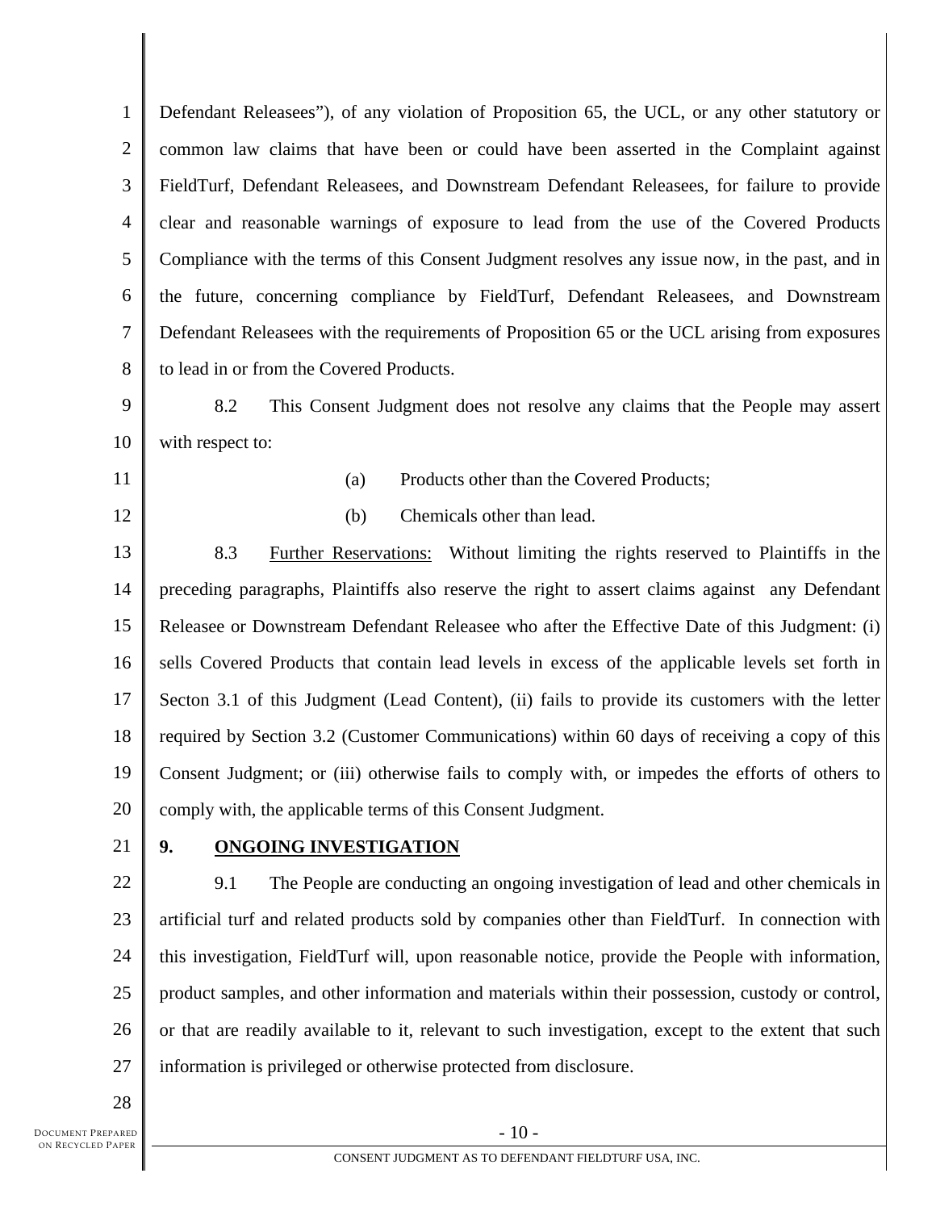Defendant Releasees"), of any violation of Proposition 65, the UCL, or any other statutory or common law claims that have been or could have been asserted in the Complaint against FieldTurf, Defendant Releasees, and Downstream Defendant Releasees, for failure to provide clear and reasonable warnings of exposure to lead from the use of the Covered Products Compliance with the terms of this Consent Judgment resolves any issue now, in the past, and in the future, concerning compliance by FieldTurf, Defendant Releasees, and Downstream Defendant Releasees with the requirements of Proposition 65 or the UCL arising from exposures to lead in or from the Covered Products.

8.2 This Consent Judgment does not resolve any claims that the People may assert with respect to:

(a) Products other than the Covered Products;

(b) Chemicals other than lead.

8.3 Further Reservations: Without limiting the rights reserved to Plaintiffs in the preceding paragraphs, Plaintiffs also reserve the right to assert claims against any Defendant Releasee or Downstream Defendant Releasee who after the Effective Date of this Judgment: (i) sells Covered Products that contain lead levels in excess of the applicable levels set forth in Secton 3.1 of this Judgment (Lead Content), (ii) fails to provide its customers with the letter required by Section 3.2 (Customer Communications) within 60 days of receiving a copy of this Consent Judgment; or (iii) otherwise fails to comply with, or impedes the efforts of others to comply with, the applicable terms of this Consent Judgment.

## 9. ONGOING INVESTIGATION

9.1 The People are conducting an ongoing investigation of lead and other chemicals in artificial turf and related products sold by companies other than FieldTurf. In connection with this investigation, FieldTurf will, upon reasonable notice, provide the People with information, product samples, and other information and materials within their possession, custody or control, or that are readily available to it, relevant to such investigation, except to the extent that such information is privileged or otherwise protected from disclosure.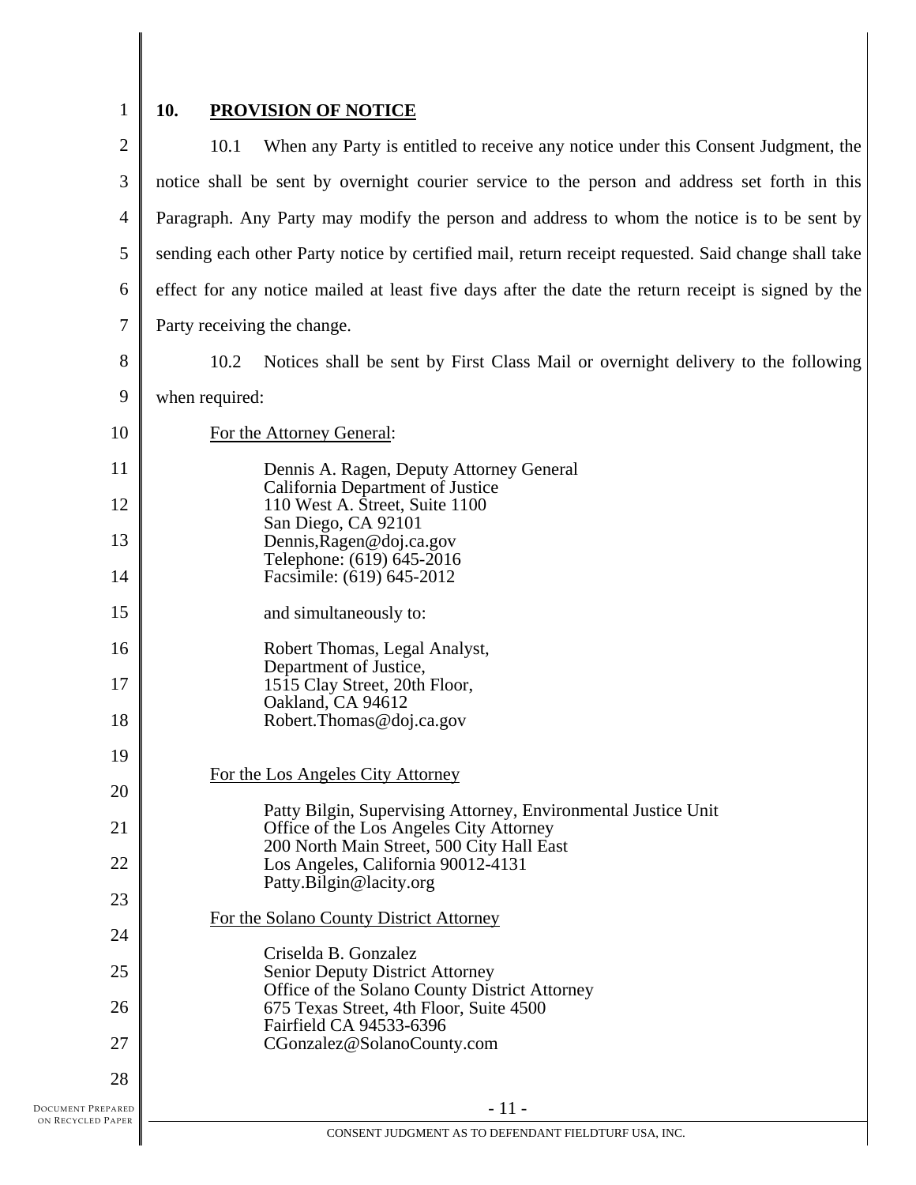## 10. PROVISION OF NOTICE

10.1 When any Party is entitled to receive any notice under this Consent Judgment, the notice shall be sent by overnight courier service to the person and address set forth in this Paragraph. Any Party may modify the person and address to whom the notice is to be sent by sending each other Party notice by certified mail, return receipt requested. Said change shall take effect for any notice mailed at least five days after the date the return receipt is signed by the Party receiving the change.

10.2 Notices shall be sent by First Class Mail or overnight delivery to the following when required:

For the Attorney General:

Dennis A. Ragen, Deputy Attorney General
California Department of Justice
110 West A. Street, Suite 1100
San Diego, CA 92101
Dennis,Ragen@doj.ca.gov
Telephone: (619) 645-2016
Facsimile: (619) 645-2012

and simultaneously to:

Robert Thomas, Legal Analyst,
Department of Justice,
1515 Clay Street, 20th Floor,
Oakland, CA 94612
Robert.Thomas@doj.ca.gov

For the Los Angeles City Attorney

Patty Bilgin, Supervising Attorney, Environmental Justice Unit
Office of the Los Angeles City Attorney
200 North Main Street, 500 City Hall East
Los Angeles, California 90012-4131
Patty.Bilgin@lacity.org

For the Solano County District Attorney

Criselda B. Gonzalez
Senior Deputy District Attorney
Office of the Solano County District Attorney
675 Texas Street, 4th Floor, Suite 4500
Fairfield CA 94533-6396
CGonzalez@SolanoCounty.com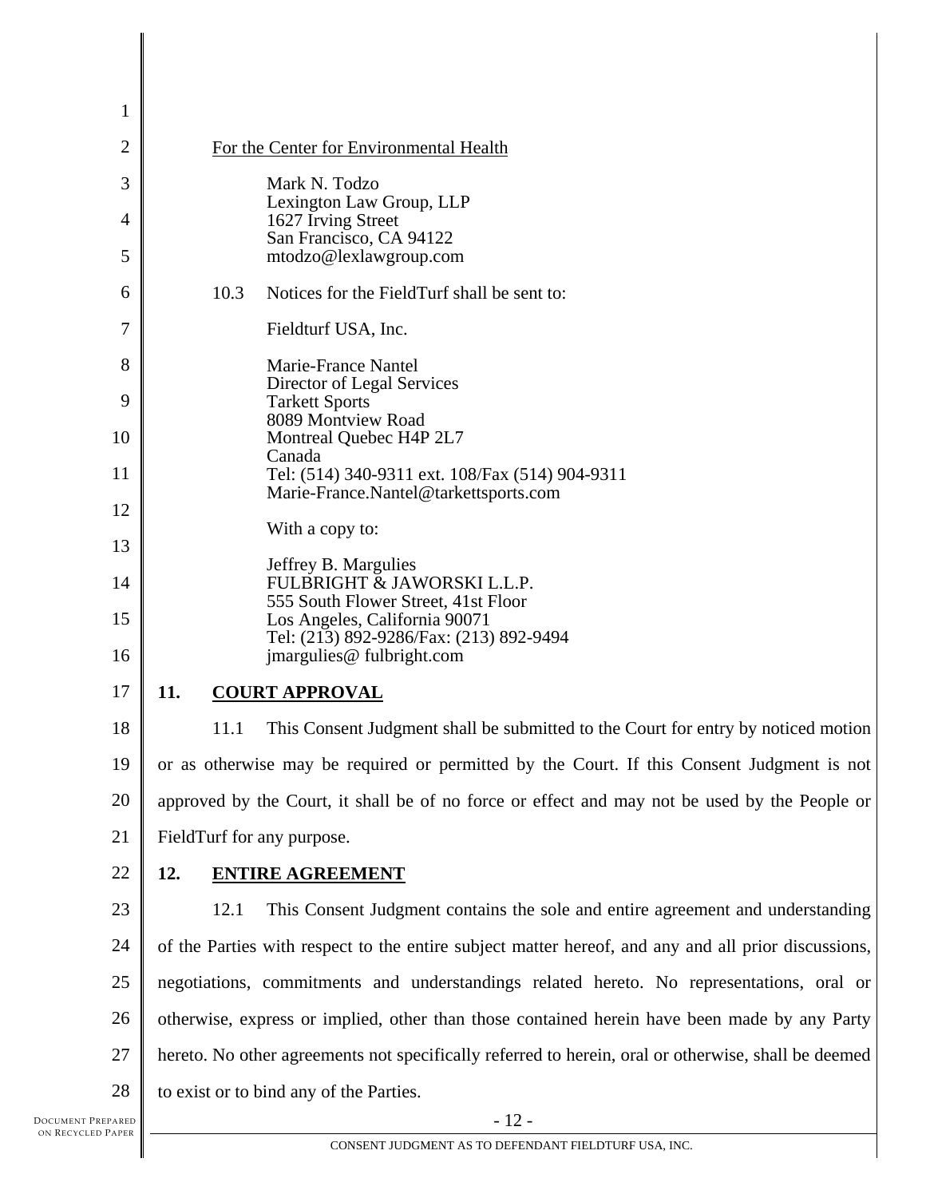For the Center for Environmental Health

Mark N. Todzo
Lexington Law Group, LLP
1627 Irving Street
San Francisco, CA 94122
mtodzo@lexlawgroup.com

10.3 Notices for the FieldTurf shall be sent to:

Fieldturf USA, Inc.

Marie-France Nantel
Director of Legal Services
Tarkett Sports
8089 Montview Road
Montreal Quebec H4P 2L7
Canada
Tel: (514) 340-9311 ext. 108/Fax (514) 904-9311
Marie-France.Nantel@tarkettsports.com

With a copy to:

Jeffrey B. Margulies
FULBRIGHT & JAWORSKI L.L.P.
555 South Flower Street, 41st Floor
Los Angeles, California 90071
Tel: (213) 892-9286/Fax: (213) 892-9494
jmargulies@ fulbright.com

## 11. COURT APPROVAL

11.1 This Consent Judgment shall be submitted to the Court for entry by noticed motion or as otherwise may be required or permitted by the Court. If this Consent Judgment is not approved by the Court, it shall be of no force or effect and may not be used by the People or FieldTurf for any purpose.

## 12. ENTIRE AGREEMENT

12.1 This Consent Judgment contains the sole and entire agreement and understanding of the Parties with respect to the entire subject matter hereof, and any and all prior discussions, negotiations, commitments and understandings related hereto. No representations, oral or otherwise, express or implied, other than those contained herein have been made by any Party hereto. No other agreements not specifically referred to herein, oral or otherwise, shall be deemed to exist or to bind any of the Parties.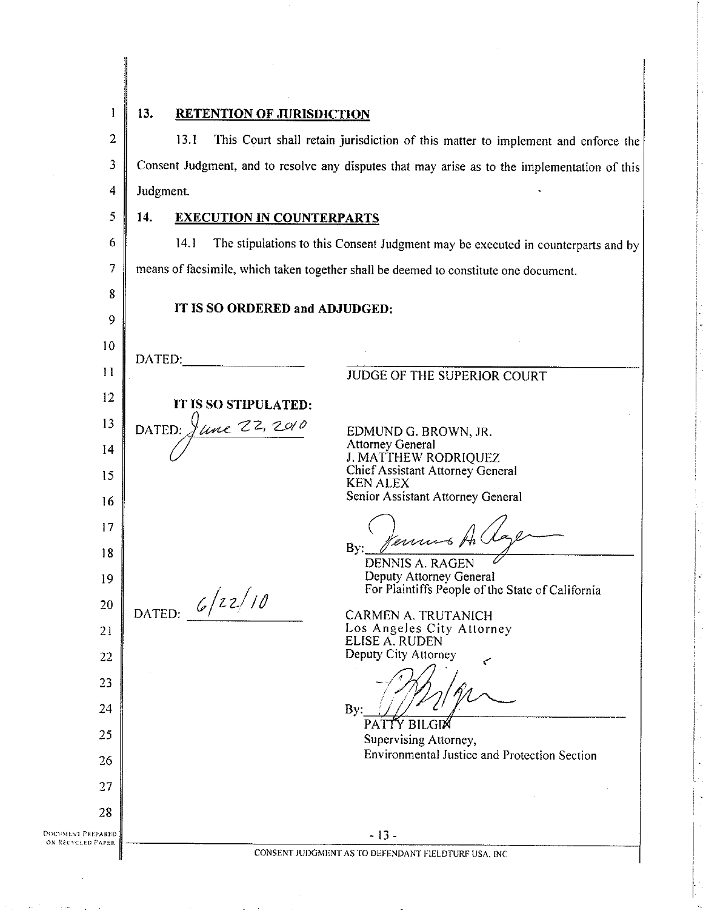## 13. RETENTION OF JURISDICTION

13.1 This Court shall retain jurisdiction of this matter to implement and enforce the Consent Judgment, and to resolve any disputes that may arise as to the implementation of this Judgment.

## 14. EXECUTION IN COUNTERPARTS

14.1 The stipulations to this Consent Judgment may be executed in counterparts and by means of facsimile, which taken together shall be deemed to constitute one document.

**IT IS SO ORDERED and ADJUDGED:**

DATED:\_\_\_\_\_\_\_\_\_\_\_\_\_\_\_\_

\_\_\_\_\_\_\_\_\_\_\_\_\_\_\_\_\_\_\_\_\_\_\_\_\_\_\_\_\_\_
JUDGE OF THE SUPERIOR COURT

**IT IS SO STIPULATED:**

DATED: June 22, 2010

EDMUND G. BROWN, JR.
Attorney General
J. MATTHEW RODRIQUEZ
Chief Assistant Attorney General
KEN ALEX
Senior Assistant Attorney General

By: \_\_\_\_\_\_\_\_\_\_\_\_\_\_\_\_\_\_\_\_\_\_\_\_\_\_\_\_\_\_
DENNIS A. RAGEN
Deputy Attorney General
For Plaintiffs People of the State of California

DATED: 6/22/10

CARMEN A. TRUTANICH
Los Angeles City Attorney
ELISE A. RUDEN
Deputy City Attorney

By: \_\_\_\_\_\_\_\_\_\_\_\_\_\_\_\_\_\_\_\_\_\_\_\_\_\_\_\_\_\_
PATTY BILGIN
Supervising Attorney,
Environmental Justice and Protection Section

CONSENT JUDGMENT AS TO DEFENDANT FIELDTURF USA, INC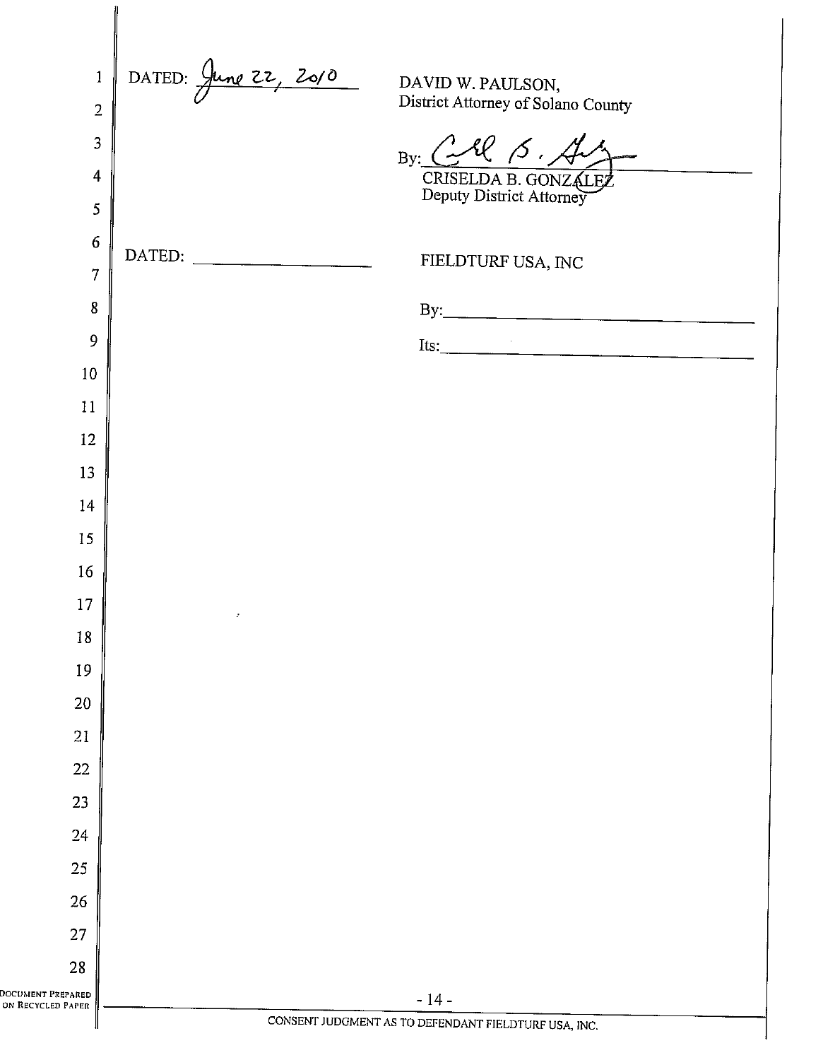DATED: June 22, 2010

DAVID W. PAULSON,
District Attorney of Solano County

By: ______________________
CRISELDA B. GONZALEZ
Deputy District Attorney

DATED: ______________________

FIELDTURF USA, INC

By: ______________________

Its: ______________________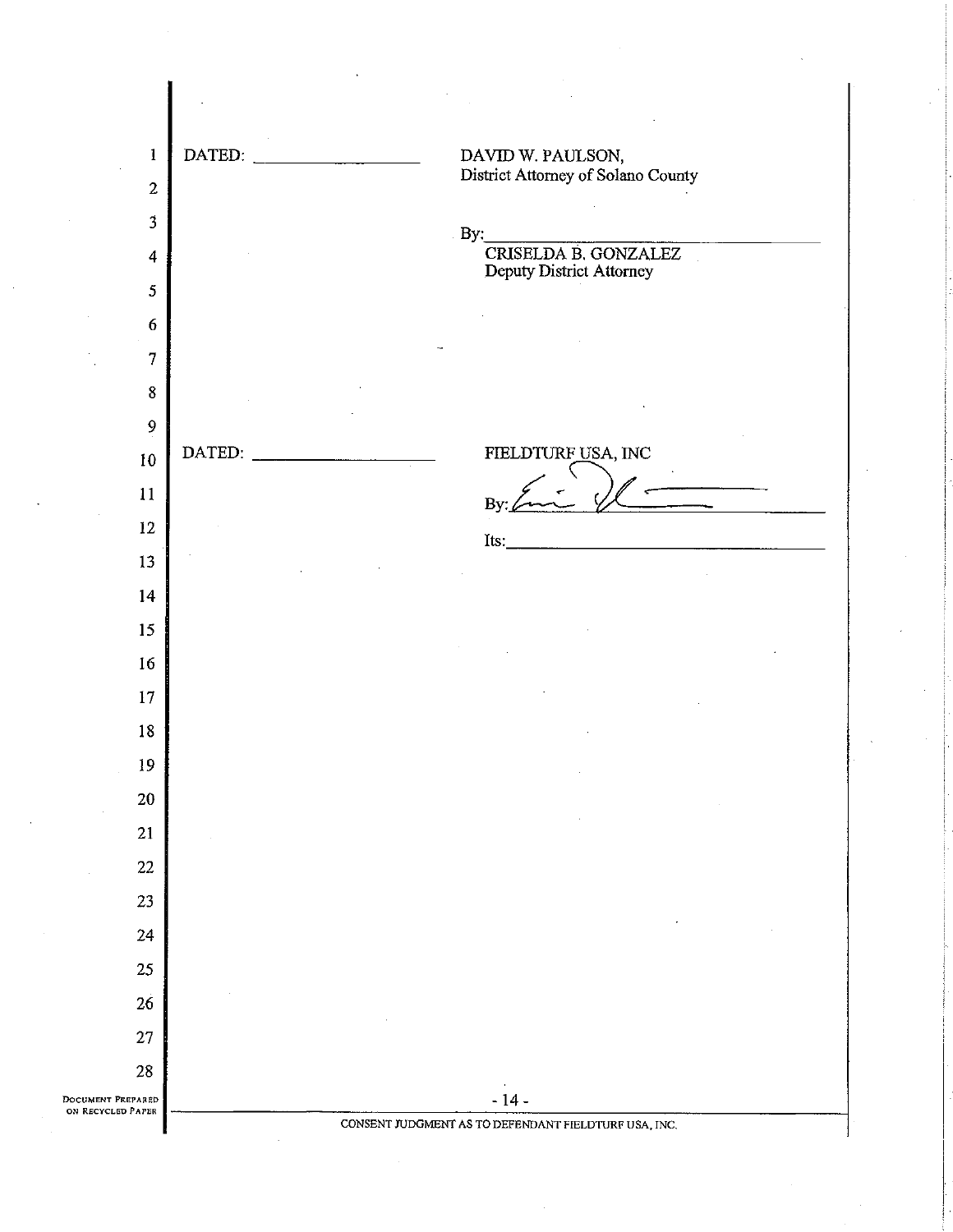DATED: ____________________

DAVID W. PAULSON,
District Attorney of Solano County

By: ______________________________
CRISELDA B. GONZALEZ
Deputy District Attorney

DATED: ____________________

FIELDTURF USA, INC

By: ______________________________

Its: ______________________________

CONSENT JUDGMENT AS TO DEFENDANT FIELDTURF USA, INC.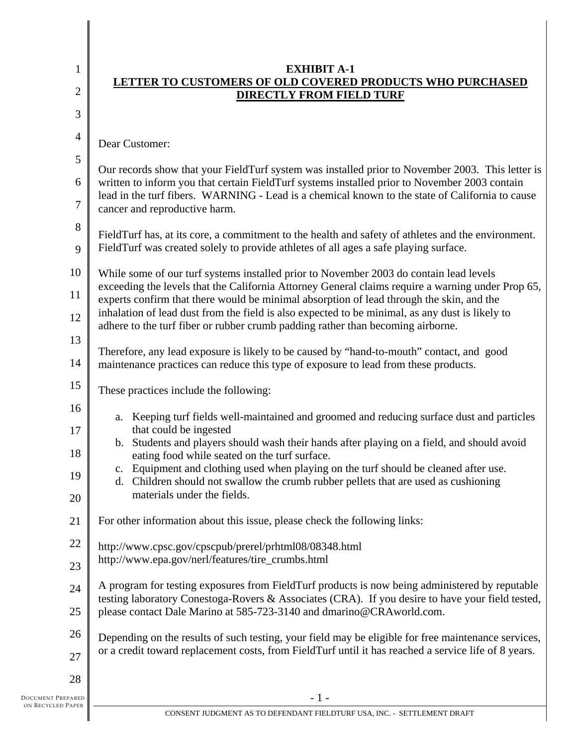**EXHIBIT A-1**

**LETTER TO CUSTOMERS OF OLD COVERED PRODUCTS WHO PURCHASED DIRECTLY FROM FIELD TURF**

Dear Customer:

Our records show that your FieldTurf system was installed prior to November 2003. This letter is written to inform you that certain FieldTurf systems installed prior to November 2003 contain lead in the turf fibers. WARNING - Lead is a chemical known to the state of California to cause cancer and reproductive harm.

FieldTurf has, at its core, a commitment to the health and safety of athletes and the environment. FieldTurf was created solely to provide athletes of all ages a safe playing surface.

While some of our turf systems installed prior to November 2003 do contain lead levels exceeding the levels that the California Attorney General claims require a warning under Prop 65, experts confirm that there would be minimal absorption of lead through the skin, and the inhalation of lead dust from the field is also expected to be minimal, as any dust is likely to adhere to the turf fiber or rubber crumb padding rather than becoming airborne.

Therefore, any lead exposure is likely to be caused by "hand-to-mouth" contact, and good maintenance practices can reduce this type of exposure to lead from these products.

These practices include the following:

a. Keeping turf fields well-maintained and groomed and reducing surface dust and particles that could be ingested
b. Students and players should wash their hands after playing on a field, and should avoid eating food while seated on the turf surface.
c. Equipment and clothing used when playing on the turf should be cleaned after use.
d. Children should not swallow the crumb rubber pellets that are used as cushioning materials under the fields.

For other information about this issue, please check the following links:

http://www.cpsc.gov/cpscpub/prerel/prhtml08/08348.html
http://www.epa.gov/nerl/features/tire_crumbs.html

A program for testing exposures from FieldTurf products is now being administered by reputable testing laboratory Conestoga-Rovers & Associates (CRA). If you desire to have your field tested, please contact Dale Marino at 585-723-3140 and dmarino@CRAworld.com.

Depending on the results of such testing, your field may be eligible for free maintenance services, or a credit toward replacement costs, from FieldTurf until it has reached a service life of 8 years.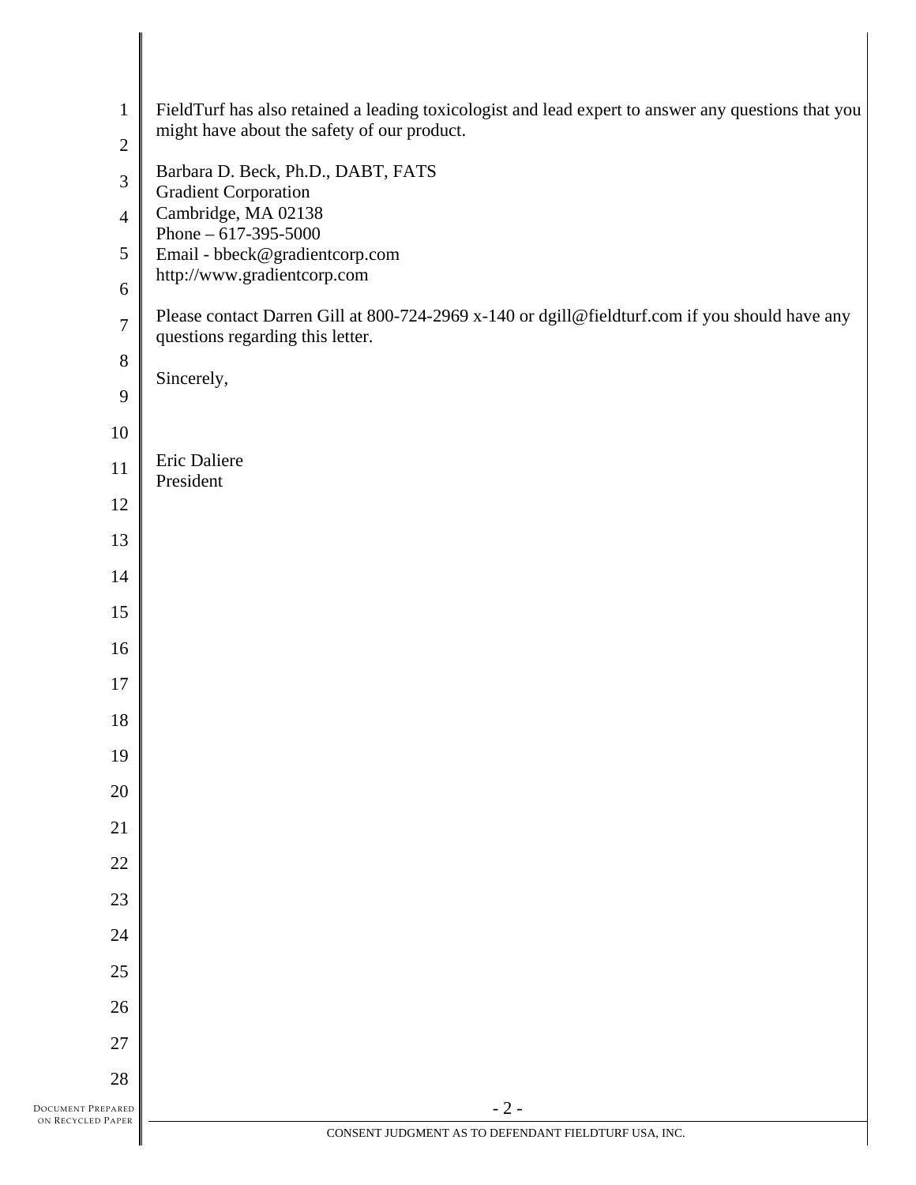FieldTurf has also retained a leading toxicologist and lead expert to answer any questions that you might have about the safety of our product.

Barbara D. Beck, Ph.D., DABT, FATS
Gradient Corporation
Cambridge, MA 02138
Phone – 617-395-5000
Email - bbeck@gradientcorp.com
http://www.gradientcorp.com

Please contact Darren Gill at 800-724-2969 x-140 or dgill@fieldturf.com if you should have any questions regarding this letter.

Sincerely,

Eric Daliere
President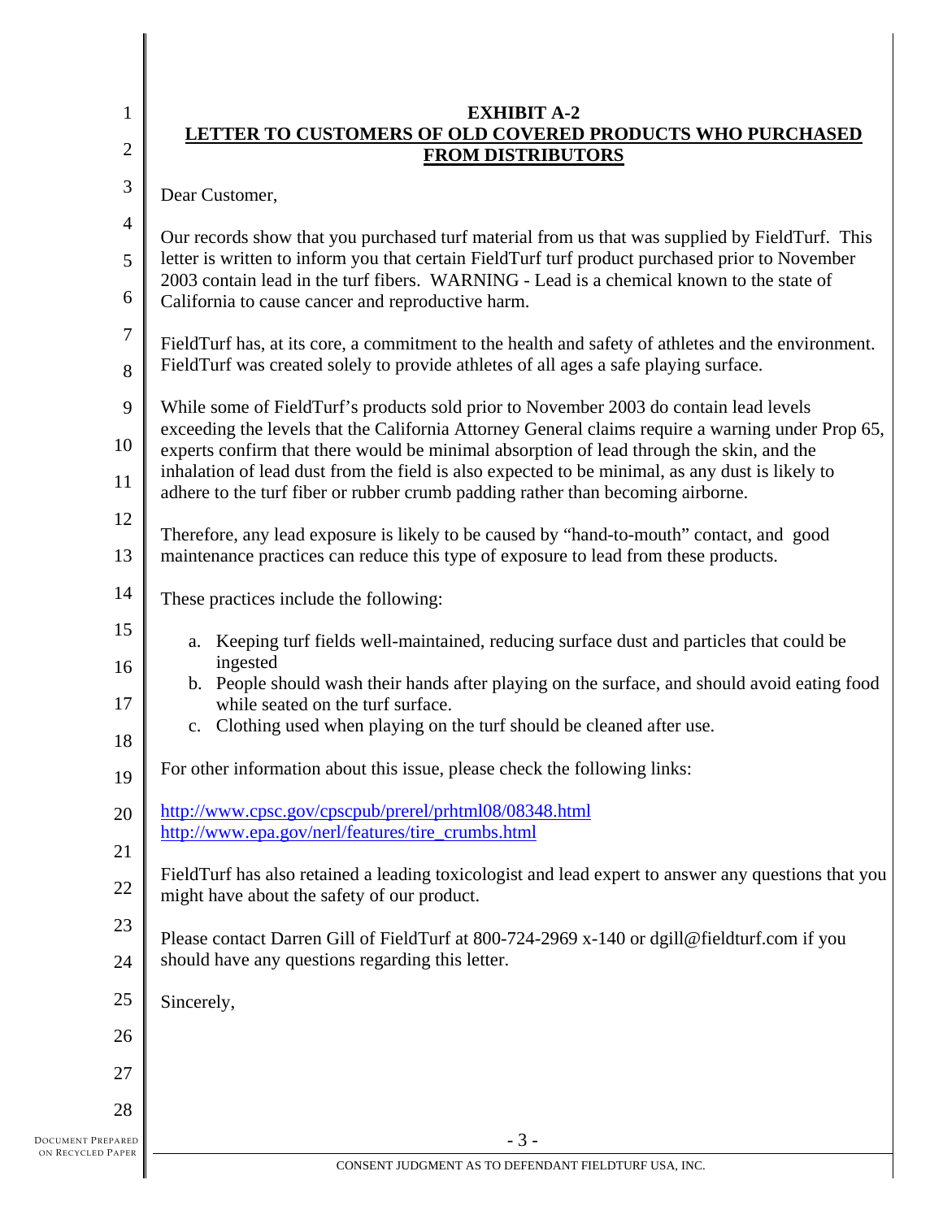## EXHIBIT A-2

## LETTER TO CUSTOMERS OF OLD COVERED PRODUCTS WHO PURCHASED FROM DISTRIBUTORS

Dear Customer,

Our records show that you purchased turf material from us that was supplied by FieldTurf. This letter is written to inform you that certain FieldTurf turf product purchased prior to November 2003 contain lead in the turf fibers. WARNING - Lead is a chemical known to the state of California to cause cancer and reproductive harm.

FieldTurf has, at its core, a commitment to the health and safety of athletes and the environment. FieldTurf was created solely to provide athletes of all ages a safe playing surface.

While some of FieldTurf's products sold prior to November 2003 do contain lead levels exceeding the levels that the California Attorney General claims require a warning under Prop 65, experts confirm that there would be minimal absorption of lead through the skin, and the inhalation of lead dust from the field is also expected to be minimal, as any dust is likely to adhere to the turf fiber or rubber crumb padding rather than becoming airborne.

Therefore, any lead exposure is likely to be caused by "hand-to-mouth" contact, and good maintenance practices can reduce this type of exposure to lead from these products.

These practices include the following:

a. Keeping turf fields well-maintained, reducing surface dust and particles that could be ingested
b. People should wash their hands after playing on the surface, and should avoid eating food while seated on the turf surface.
c. Clothing used when playing on the turf should be cleaned after use.

For other information about this issue, please check the following links:

http://www.cpsc.gov/cpscpub/prerel/prhtml08/08348.html
http://www.epa.gov/nerl/features/tire_crumbs.html

FieldTurf has also retained a leading toxicologist and lead expert to answer any questions that you might have about the safety of our product.

Please contact Darren Gill of FieldTurf at 800-724-2969 x-140 or dgill@fieldturf.com if you should have any questions regarding this letter.

Sincerely,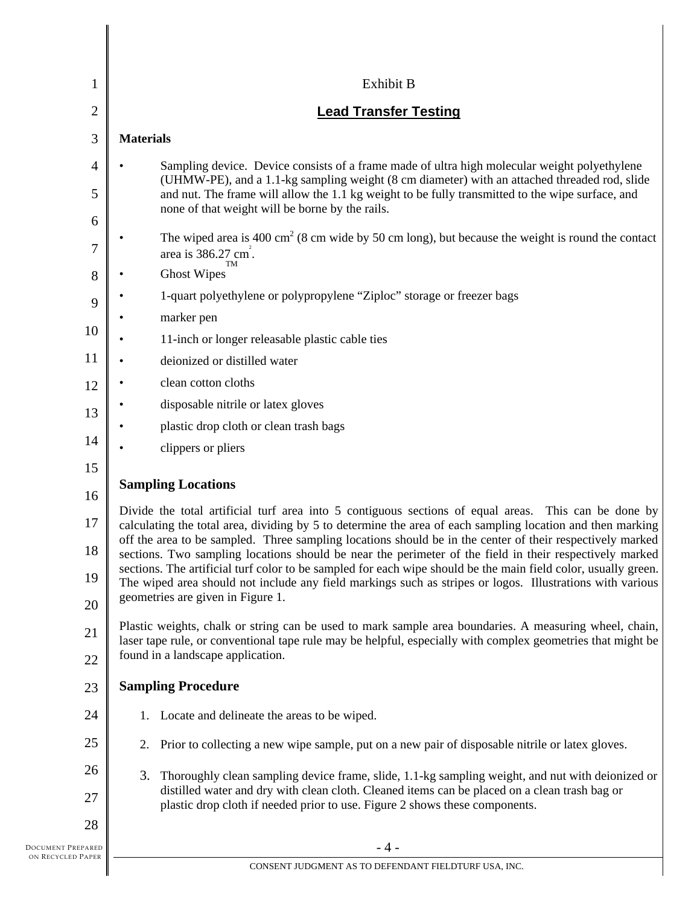Exhibit B

## Lead Transfer Testing

**Materials**

- Sampling device. Device consists of a frame made of ultra high molecular weight polyethylene (UHMW-PE), and a 1.1-kg sampling weight (8 cm diameter) with an attached threaded rod, slide and nut. The frame will allow the 1.1 kg weight to be fully transmitted to the wipe surface, and none of that weight will be borne by the rails.
- The wiped area is 400 $cm^2$ (8 cm wide by 50 cm long), but because the weight is round the contact area is 386.27 $cm^2$.
- Ghost Wipes™
- 1-quart polyethylene or polypropylene "Ziploc" storage or freezer bags
- marker pen
- 11-inch or longer releasable plastic cable ties
- deionized or distilled water
- clean cotton cloths
- disposable nitrile or latex gloves
- plastic drop cloth or clean trash bags
- clippers or pliers

**Sampling Locations**

Divide the total artificial turf area into 5 contiguous sections of equal areas. This can be done by calculating the total area, dividing by 5 to determine the area of each sampling location and then marking off the area to be sampled. Three sampling locations should be in the center of their respectively marked sections. Two sampling locations should be near the perimeter of the field in their respectively marked sections. The artificial turf color to be sampled for each wipe should be the main field color, usually green. The wiped area should not include any field markings such as stripes or logos. Illustrations with various geometries are given in Figure 1.

Plastic weights, chalk or string can be used to mark sample area boundaries. A measuring wheel, chain, laser tape rule, or conventional tape rule may be helpful, especially with complex geometries that might be found in a landscape application.

**Sampling Procedure**

1. Locate and delineate the areas to be wiped.
2. Prior to collecting a new wipe sample, put on a new pair of disposable nitrile or latex gloves.
3. Thoroughly clean sampling device frame, slide, 1.1-kg sampling weight, and nut with deionized or distilled water and dry with clean cloth. Cleaned items can be placed on a clean trash bag or plastic drop cloth if needed prior to use. Figure 2 shows these components.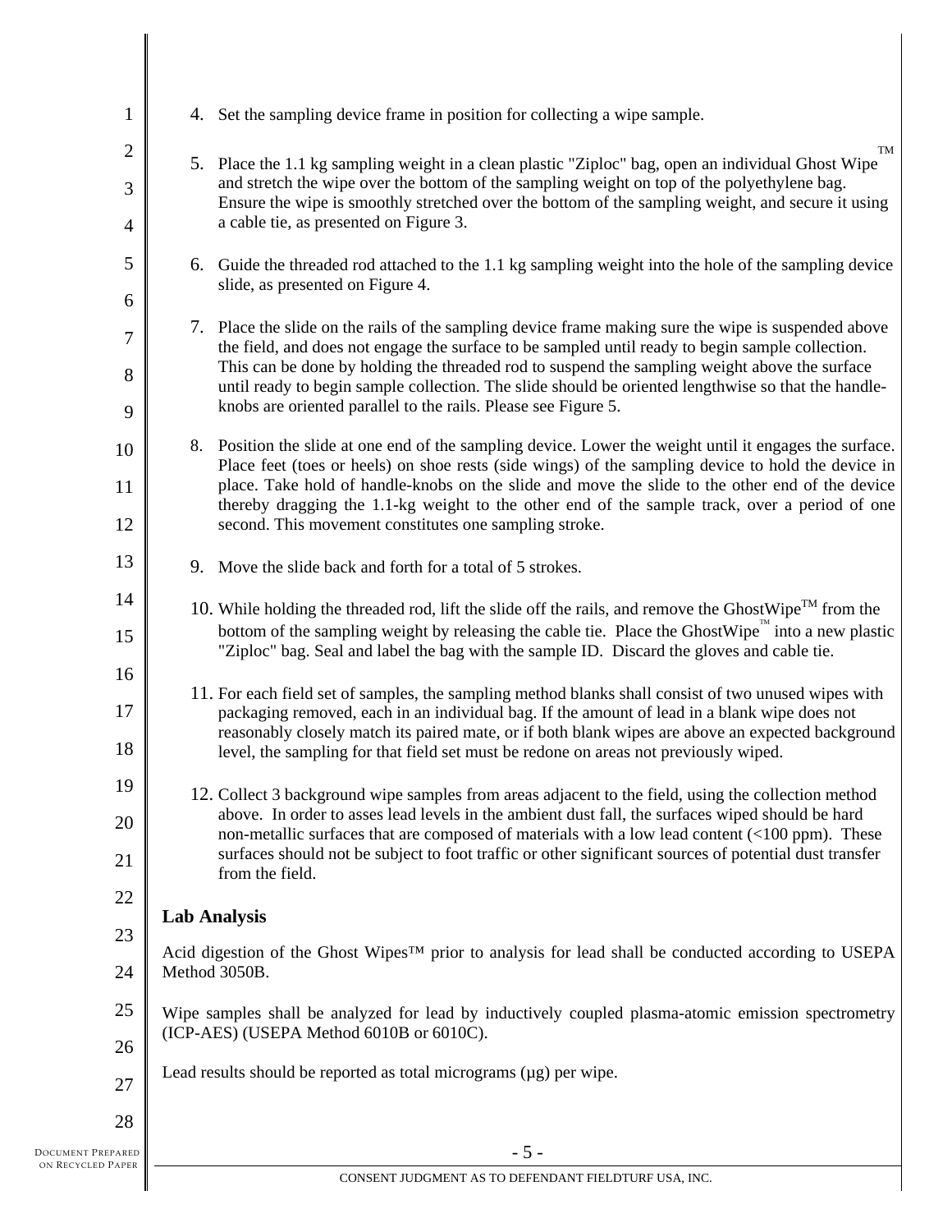4. Set the sampling device frame in position for collecting a wipe sample.

5. Place the 1.1 kg sampling weight in a clean plastic "Ziploc" bag, open an individual Ghost Wipe™ and stretch the wipe over the bottom of the sampling weight on top of the polyethylene bag. Ensure the wipe is smoothly stretched over the bottom of the sampling weight, and secure it using a cable tie, as presented on Figure 3.

6. Guide the threaded rod attached to the 1.1 kg sampling weight into the hole of the sampling device slide, as presented on Figure 4.

7. Place the slide on the rails of the sampling device frame making sure the wipe is suspended above the field, and does not engage the surface to be sampled until ready to begin sample collection. This can be done by holding the threaded rod to suspend the sampling weight above the surface until ready to begin sample collection. The slide should be oriented lengthwise so that the handle-knobs are oriented parallel to the rails. Please see Figure 5.

8. Position the slide at one end of the sampling device. Lower the weight until it engages the surface. Place feet (toes or heels) on shoe rests (side wings) of the sampling device to hold the device in place. Take hold of handle-knobs on the slide and move the slide to the other end of the device thereby dragging the 1.1-kg weight to the other end of the sample track, over a period of one second. This movement constitutes one sampling stroke.

9. Move the slide back and forth for a total of 5 strokes.

10. While holding the threaded rod, lift the slide off the rails, and remove the GhostWipe™ from the bottom of the sampling weight by releasing the cable tie. Place the GhostWipe™ into a new plastic "Ziploc" bag. Seal and label the bag with the sample ID. Discard the gloves and cable tie.

11. For each field set of samples, the sampling method blanks shall consist of two unused wipes with packaging removed, each in an individual bag. If the amount of lead in a blank wipe does not reasonably closely match its paired mate, or if both blank wipes are above an expected background level, the sampling for that field set must be redone on areas not previously wiped.

12. Collect 3 background wipe samples from areas adjacent to the field, using the collection method above. In order to asses lead levels in the ambient dust fall, the surfaces wiped should be hard non-metallic surfaces that are composed of materials with a low lead content (<100 ppm). These surfaces should not be subject to foot traffic or other significant sources of potential dust transfer from the field.

**Lab Analysis**

Acid digestion of the Ghost Wipes™ prior to analysis for lead shall be conducted according to USEPA Method 3050B.

Wipe samples shall be analyzed for lead by inductively coupled plasma-atomic emission spectrometry (ICP-AES) (USEPA Method 6010B or 6010C).

Lead results should be reported as total micrograms (µg) per wipe.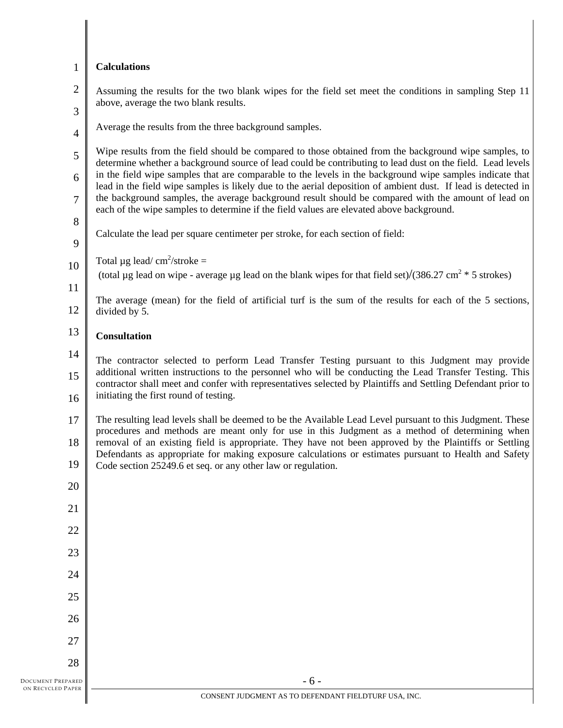**Calculations**

Assuming the results for the two blank wipes for the field set meet the conditions in sampling Step 11 above, average the two blank results.

Average the results from the three background samples.

Wipe results from the field should be compared to those obtained from the background wipe samples, to determine whether a background source of lead could be contributing to lead dust on the field. Lead levels in the field wipe samples that are comparable to the levels in the background wipe samples indicate that lead in the field wipe samples is likely due to the aerial deposition of ambient dust. If lead is detected in the background samples, the average background result should be compared with the amount of lead on each of the wipe samples to determine if the field values are elevated above background.

Calculate the lead per square centimeter per stroke, for each section of field:

Total µg lead/ $cm^2$/stroke =
(total µg lead on wipe - average µg lead on the blank wipes for that field set)/(386.27 $cm^2$ * 5 strokes)

The average (mean) for the field of artificial turf is the sum of the results for each of the 5 sections, divided by 5.

**Consultation**

The contractor selected to perform Lead Transfer Testing pursuant to this Judgment may provide additional written instructions to the personnel who will be conducting the Lead Transfer Testing. This contractor shall meet and confer with representatives selected by Plaintiffs and Settling Defendant prior to initiating the first round of testing.

The resulting lead levels shall be deemed to be the Available Lead Level pursuant to this Judgment. These procedures and methods are meant only for use in this Judgment as a method of determining when removal of an existing field is appropriate. They have not been approved by the Plaintiffs or Settling Defendants as appropriate for making exposure calculations or estimates pursuant to Health and Safety Code section 25249.6 et seq. or any other law or regulation.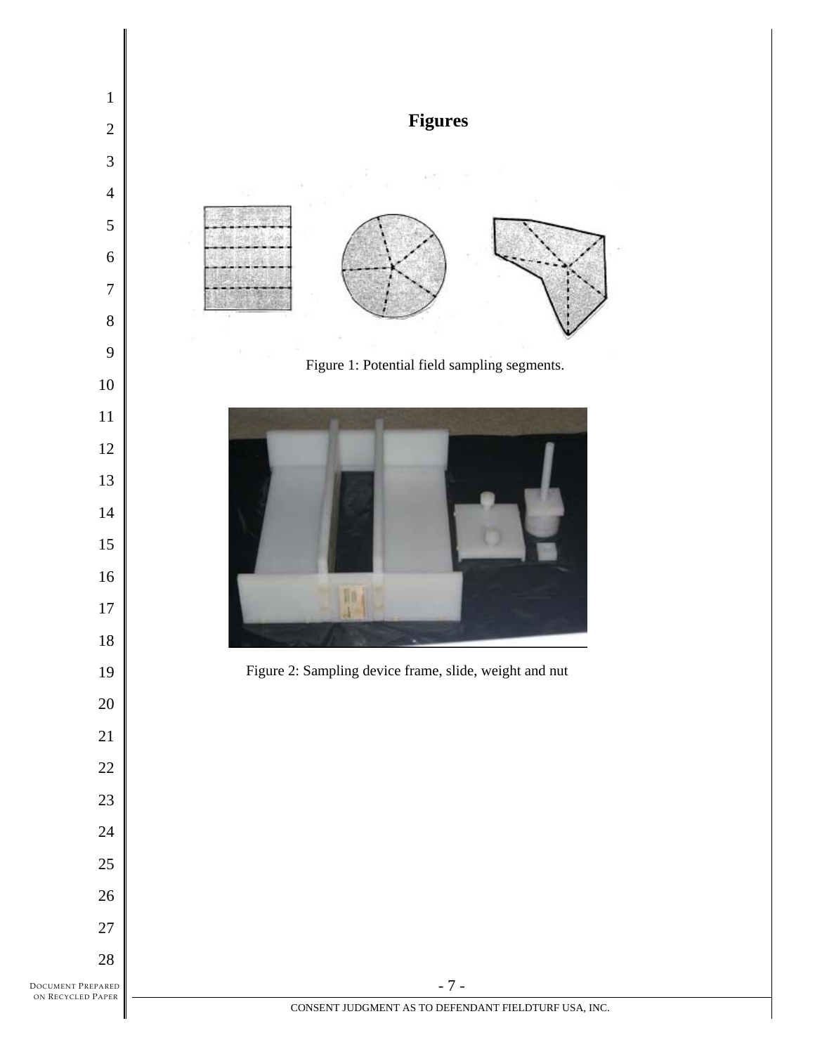## Figures

Figure 1: Potential field sampling segments.

Figure 2: Sampling device frame, slide, weight and nut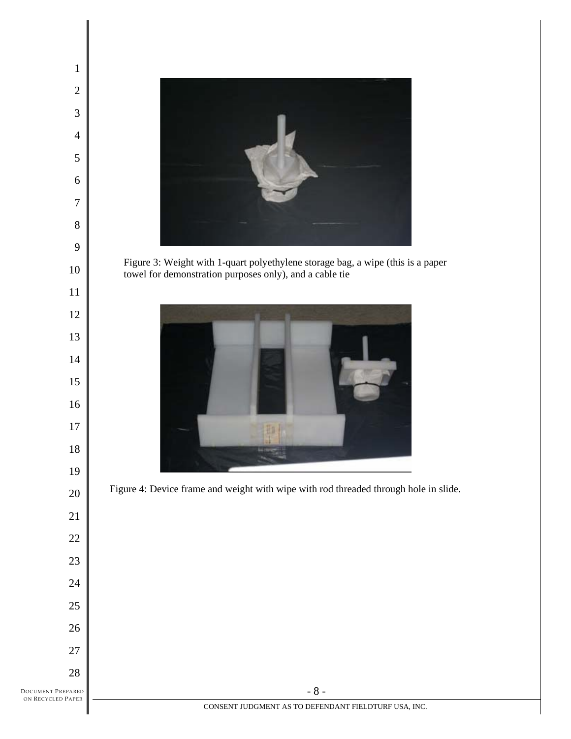Figure 3: Weight with 1-quart polyethylene storage bag, a wipe (this is a paper towel for demonstration purposes only), and a cable tie

Figure 4: Device frame and weight with wipe with rod threaded through hole in slide.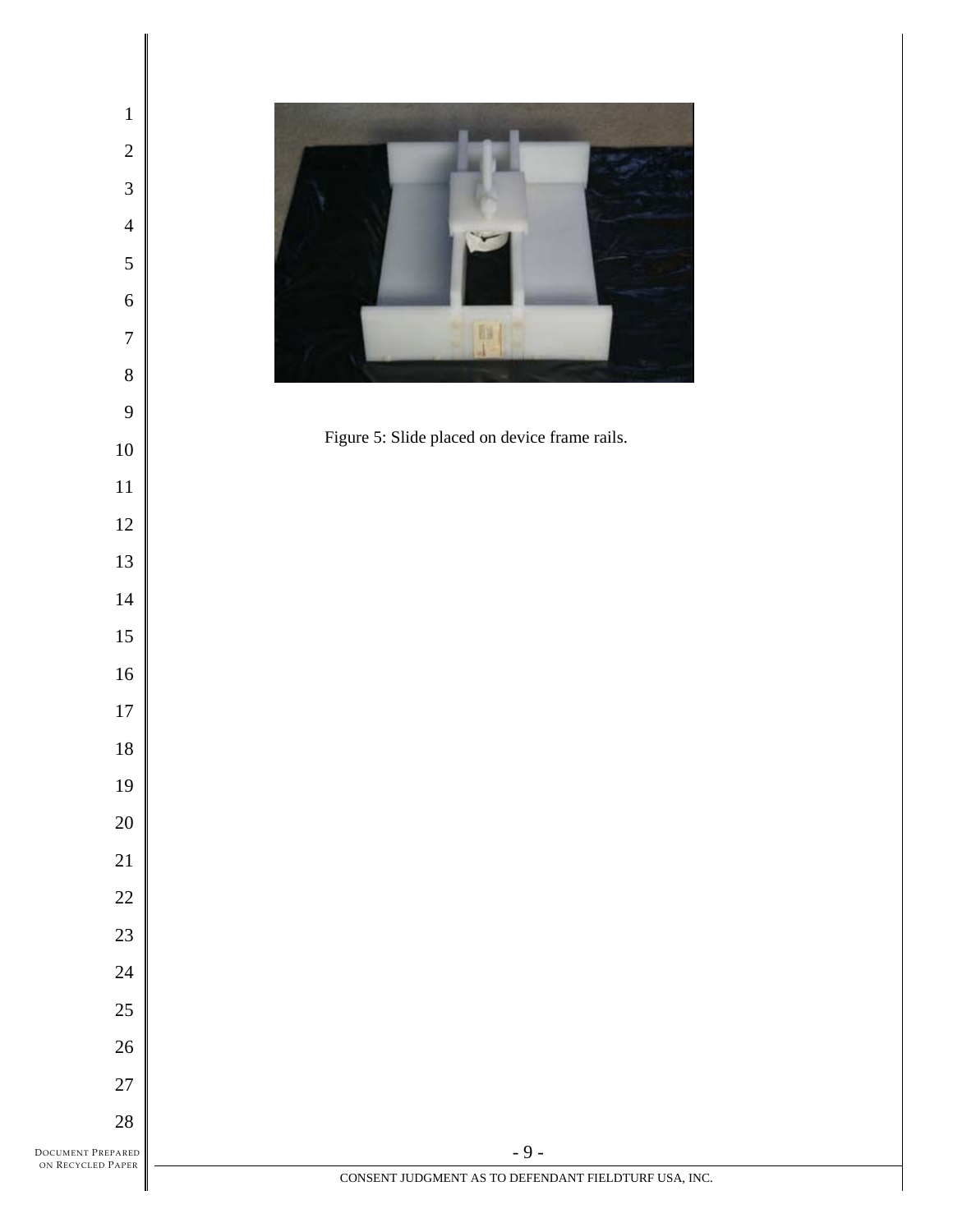Figure 5: Slide placed on device frame rails.